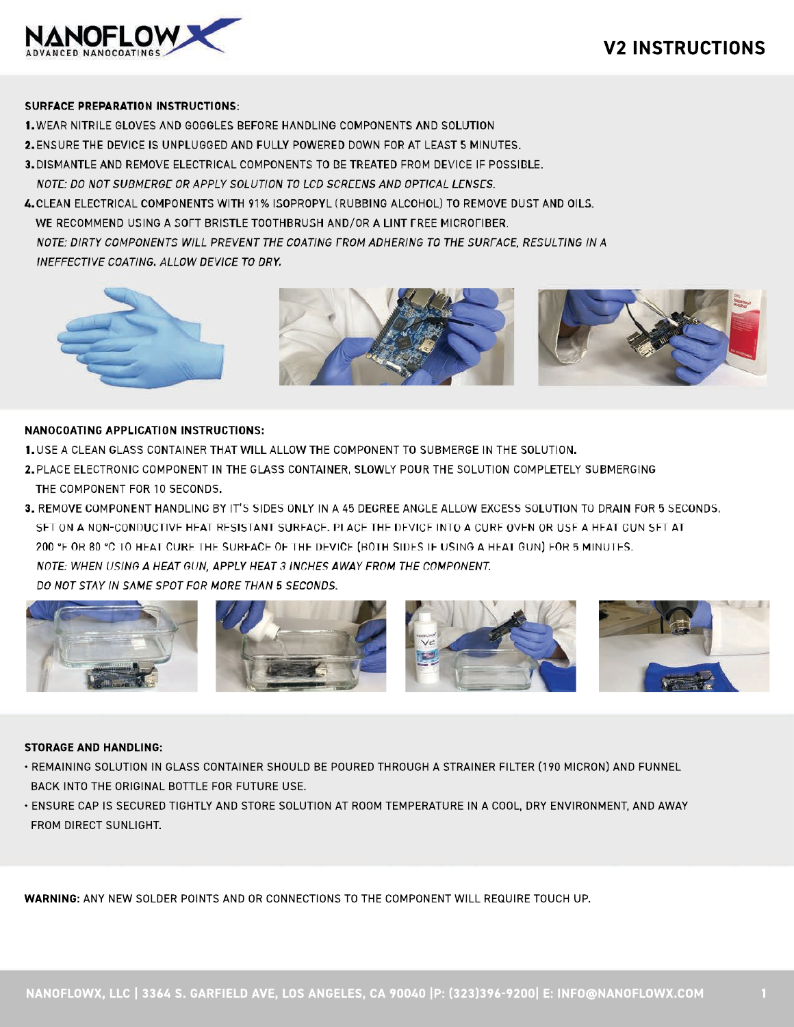# V2 INSTRUCTIONS

**SURFACE PREPARATION INSTRUCTIONS**:

1. WEAR NITRILE GLOVES AND GOGGLES BEFORE HANDLING COMPONENTS AND SOLUTION
2. ENSURE THE DEVICE IS UNPLUGGED AND FULLY POWERED DOWN FOR AT LEAST 5 MINUTES.
3. DISMANTLE AND REMOVE ELECTRICAL COMPONENTS TO BE TREATED FROM DEVICE IF POSSIBLE.
   *NOTE: DO NOT SUBMERGE OR APPLY SOLUTION TO LCD SCREENS AND OPTICAL LENSES.*
4. CLEAN ELECTRICAL COMPONENTS WITH 91% ISOPROPYL (RUBBING ALCOHOL) TO REMOVE DUST AND OILS. WE RECOMMEND USING A SOFT BRISTLE TOOTHBRUSH AND/OR A LINT FREE MICROFIBER.
   *NOTE: DIRTY COMPONENTS WILL PREVENT THE COATING FROM ADHERING TO THE SURFACE, RESULTING IN A INEFFECTIVE COATING. ALLOW DEVICE TO DRY.*

**NANOCOATING APPLICATION INSTRUCTIONS:**

1. USE A CLEAN GLASS CONTAINER THAT WILL ALLOW THE COMPONENT TO SUBMERGE IN THE SOLUTION.
2. PLACE ELECTRONIC COMPONENT IN THE GLASS CONTAINER, SLOWLY POUR THE SOLUTION COMPLETELY SUBMERGING THE COMPONENT FOR 10 SECONDS.
3. REMOVE COMPONENT HANDLING BY IT'S SIDES ONLY IN A 45 DEGREE ANGLE ALLOW EXCESS SOLUTION TO DRAIN FOR 5 SECONDS. SET ON A NON-CONDUCTIVE HEAT RESISTANT SURFACE. PLACE THE DEVICE INTO A CURE OVEN OR USE A HEAT GUN SET AT 200 °F OR 80 °C TO HEAT CURE THE SURFACE OF THE DEVICE (BOTH SIDES IF USING A HEAT GUN) FOR 5 MINUTES.
   *NOTE: WHEN USING A HEAT GUN, APPLY HEAT 3 INCHES AWAY FROM THE COMPONENT. DO NOT STAY IN SAME SPOT FOR MORE THAN 5 SECONDS.*

**STORAGE AND HANDLING:**

- REMAINING SOLUTION IN GLASS CONTAINER SHOULD BE POURED THROUGH A STRAINER FILTER (190 MICRON) AND FUNNEL BACK INTO THE ORIGINAL BOTTLE FOR FUTURE USE.
- ENSURE CAP IS SECURED TIGHTLY AND STORE SOLUTION AT ROOM TEMPERATURE IN A COOL, DRY ENVIRONMENT, AND AWAY FROM DIRECT SUNLIGHT.

**WARNING:** ANY NEW SOLDER POINTS AND OR CONNECTIONS TO THE COMPONENT WILL REQUIRE TOUCH UP.

NANOFLOWX, LLC | 3364 S. GARFIELD AVE, LOS ANGELES, CA 90040 |P: (323)396-9200| E: INFO@NANOFLOWX.COM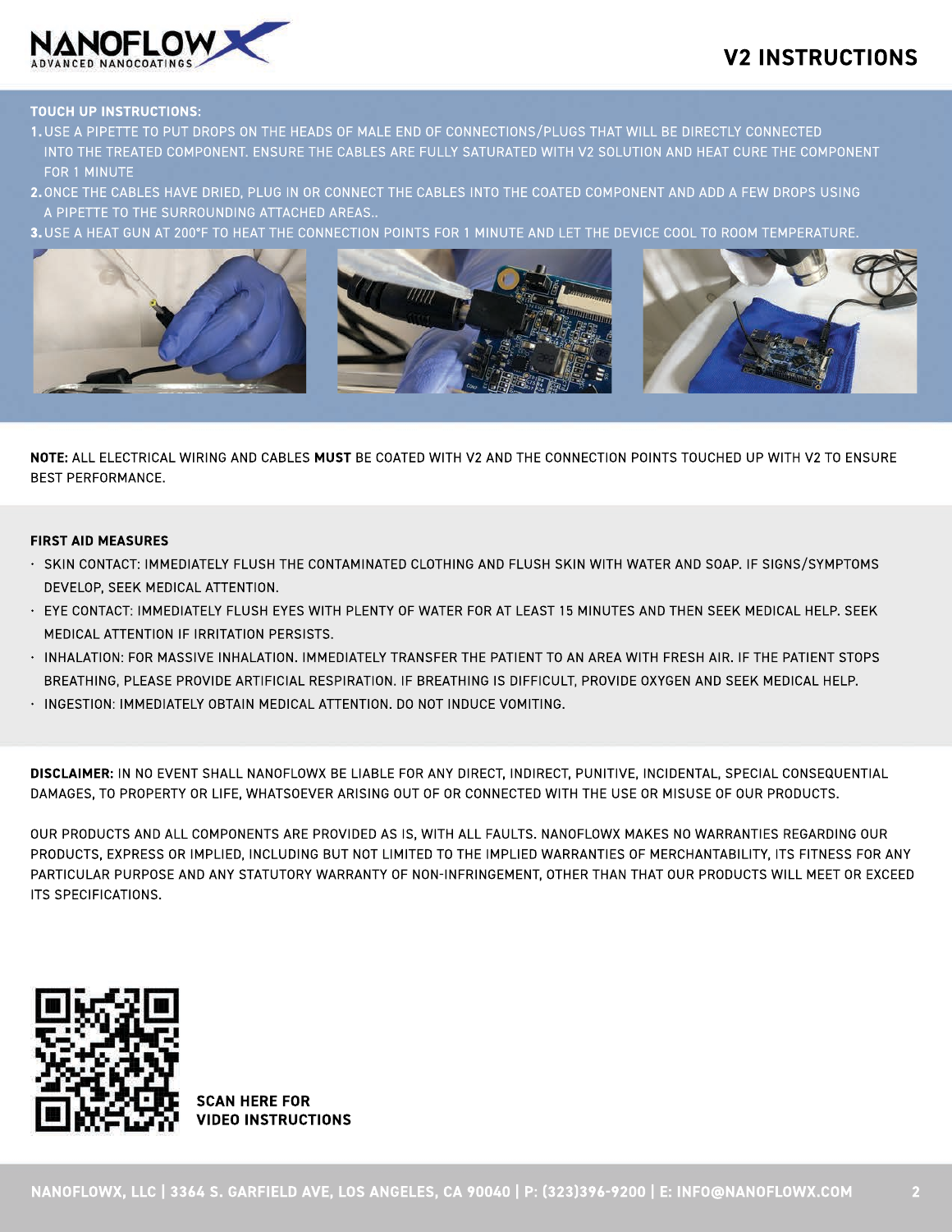# V2 INSTRUCTIONS

**TOUCH UP INSTRUCTIONS:**

1. USE A PIPETTE TO PUT DROPS ON THE HEADS OF MALE END OF CONNECTIONS/PLUGS THAT WILL BE DIRECTLY CONNECTED INTO THE TREATED COMPONENT. ENSURE THE CABLES ARE FULLY SATURATED WITH V2 SOLUTION AND HEAT CURE THE COMPONENT FOR 1 MINUTE
2. ONCE THE CABLES HAVE DRIED, PLUG IN OR CONNECT THE CABLES INTO THE COATED COMPONENT AND ADD A FEW DROPS USING A PIPETTE TO THE SURROUNDING ATTACHED AREAS..
3. USE A HEAT GUN AT 200°F TO HEAT THE CONNECTION POINTS FOR 1 MINUTE AND LET THE DEVICE COOL TO ROOM TEMPERATURE.

**NOTE:** ALL ELECTRICAL WIRING AND CABLES **MUST** BE COATED WITH V2 AND THE CONNECTION POINTS TOUCHED UP WITH V2 TO ENSURE BEST PERFORMANCE.

**FIRST AID MEASURES**

- SKIN CONTACT: IMMEDIATELY FLUSH THE CONTAMINATED CLOTHING AND FLUSH SKIN WITH WATER AND SOAP. IF SIGNS/SYMPTOMS DEVELOP, SEEK MEDICAL ATTENTION.
- EYE CONTACT: IMMEDIATELY FLUSH EYES WITH PLENTY OF WATER FOR AT LEAST 15 MINUTES AND THEN SEEK MEDICAL HELP. SEEK MEDICAL ATTENTION IF IRRITATION PERSISTS.
- INHALATION: FOR MASSIVE INHALATION. IMMEDIATELY TRANSFER THE PATIENT TO AN AREA WITH FRESH AIR. IF THE PATIENT STOPS BREATHING, PLEASE PROVIDE ARTIFICIAL RESPIRATION. IF BREATHING IS DIFFICULT, PROVIDE OXYGEN AND SEEK MEDICAL HELP.
- INGESTION: IMMEDIATELY OBTAIN MEDICAL ATTENTION. DO NOT INDUCE VOMITING.

**DISCLAIMER:** IN NO EVENT SHALL NANOFLOWX BE LIABLE FOR ANY DIRECT, INDIRECT, PUNITIVE, INCIDENTAL, SPECIAL CONSEQUENTIAL DAMAGES, TO PROPERTY OR LIFE, WHATSOEVER ARISING OUT OF OR CONNECTED WITH THE USE OR MISUSE OF OUR PRODUCTS.

OUR PRODUCTS AND ALL COMPONENTS ARE PROVIDED AS IS, WITH ALL FAULTS. NANOFLOWX MAKES NO WARRANTIES REGARDING OUR PRODUCTS, EXPRESS OR IMPLIED, INCLUDING BUT NOT LIMITED TO THE IMPLIED WARRANTIES OF MERCHANTABILITY, ITS FITNESS FOR ANY PARTICULAR PURPOSE AND ANY STATUTORY WARRANTY OF NON-INFRINGEMENT, OTHER THAN THAT OUR PRODUCTS WILL MEET OR EXCEED ITS SPECIFICATIONS.

**SCAN HERE FOR VIDEO INSTRUCTIONS**

NANOFLOWX, LLC | 3364 S. GARFIELD AVE, LOS ANGELES, CA 90040 | P: (323)396-9200 | E: INFO@NANOFLOWX.COM